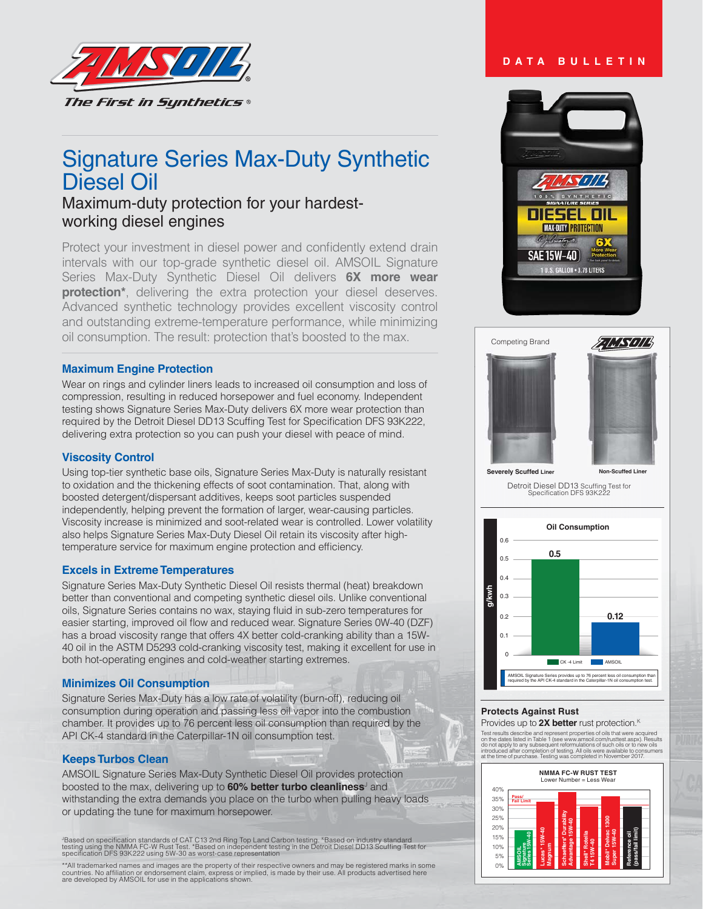The First in Synthetics®

DATA BULLETIN

# Signature Series Max-Duty Synthetic Diesel Oil

## Maximum-duty protection for your hardest-working diesel engines

Protect your investment in diesel power and confidently extend drain intervals with our top-grade synthetic diesel oil. AMSOIL Signature Series Max-Duty Synthetic Diesel Oil delivers **6X more wear protection***, delivering the extra protection your diesel deserves. Advanced synthetic technology provides excellent viscosity control and outstanding extreme-temperature performance, while minimizing oil consumption. The result: protection that's boosted to the max.

### Maximum Engine Protection

Wear on rings and cylinder liners leads to increased oil consumption and loss of compression, resulting in reduced horsepower and fuel economy. Independent testing shows Signature Series Max-Duty delivers 6X more wear protection than required by the Detroit Diesel DD13 Scuffing Test for Specification DFS 93K222, delivering extra protection so you can push your diesel with peace of mind.

### Viscosity Control

Using top-tier synthetic base oils, Signature Series Max-Duty is naturally resistant to oxidation and the thickening effects of soot contamination. That, along with boosted detergent/dispersant additives, keeps soot particles suspended independently, helping prevent the formation of larger, wear-causing particles. Viscosity increase is minimized and soot-related wear is controlled. Lower volatility also helps Signature Series Max-Duty Diesel Oil retain its viscosity after high-temperature service for maximum engine protection and efficiency.

### Excels in Extreme Temperatures

Signature Series Max-Duty Synthetic Diesel Oil resists thermal (heat) breakdown better than conventional and competing synthetic diesel oils. Unlike conventional oils, Signature Series contains no wax, staying fluid in sub-zero temperatures for easier starting, improved oil flow and reduced wear. Signature Series 0W-40 (DZF) has a broad viscosity range that offers 4X better cold-cranking ability than a 15W-40 oil in the ASTM D5293 cold-cranking viscosity test, making it excellent for use in both hot-operating engines and cold-weather starting extremes.

### Minimizes Oil Consumption

Signature Series Max-Duty has a low rate of volatility (burn-off), reducing oil consumption during operation and passing less oil vapor into the combustion chamber. It provides up to 76 percent less oil consumption than required by the API CK-4 standard in the Caterpillar-1N oil consumption test.

### Keeps Turbos Clean

AMSOIL Signature Series Max-Duty Synthetic Diesel Oil provides protection boosted to the max, delivering up to **60% better turbo cleanliness**[J] and withstanding the extra demands you place on the turbo when pulling heavy loads or updating the tune for maximum horsepower.

[J]Based on specification standards of CAT C13 2nd Ring Top Land Carbon testing. [K]Based on industry standard testing using the NMMA FC-W Rust Test. *Based on independent testing in the Detroit Diesel DD13 Scuffing Test for specification DFS 93K222 using 5W-30 as worst-case representation

**All trademarked names and images are the property of their respective owners and may be registered marks in some countries. No affiliation or endorsement claim, express or implied, is made by their use. All products advertised here are developed by AMSOIL for use in the applications shown.

Competing Brand — Severely Scuffed Liner | AMSOIL — Non-Scuffed Liner

Detroit Diesel DD13 Scuffing Test for Specification DFS 93K222

**Oil Consumption** (g/kwh)

| | g/kwh |
|---|---|
| CK-4 Limit | 0.5 |
| AMSOIL | 0.12 |

AMSOIL Signature Series provides up to 76 percent less oil consumption than required by the API CK-4 standard in the Caterpillar-1N oil consumption test.

### Protects Against Rust

Provides up to **2X better** rust protection.[K]

Test results describe and represent properties of oils that were acquired on the dates listed in Table 1 (see www.amsoil.com/rusttest.aspx). Results do not apply to any subsequent reformulations of such oils or to new oils introduced after completion of testing. All oils were available to consumers at the time of purchase. Testing was completed in November 2017.

**NMMA FC-W RUST TEST**
Lower Number = Less Wear

Pass/Fail Limit

Bars: AMSOIL Signature Series 15W-40; Lucas® 15W-40 Magnum; Schaeffers® Durability Advantage 15W-40; Shell® Rotella T4 15W-40; Mobil® Delvac 1300 Super 15W-40; Reference oil (pass/fail limit)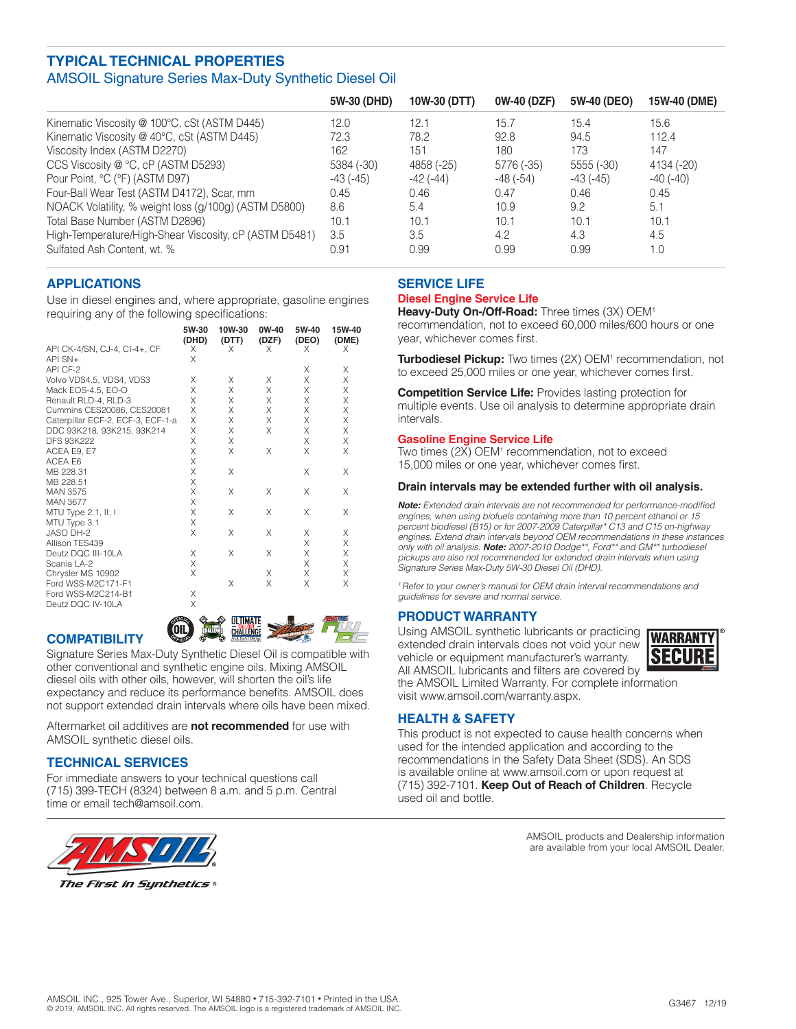## TYPICAL TECHNICAL PROPERTIES

### AMSOIL Signature Series Max-Duty Synthetic Diesel Oil

| | 5W-30 (DHD) | 10W-30 (DTT) | 0W-40 (DZF) | 5W-40 (DEO) | 15W-40 (DME) |
|---|---|---|---|---|---|
| Kinematic Viscosity @ 100°C, cSt (ASTM D445) | 12.0 | 12.1 | 15.7 | 15.4 | 15.6 |
| Kinematic Viscosity @ 40°C, cSt (ASTM D445) | 72.3 | 78.2 | 92.8 | 94.5 | 112.4 |
| Viscosity Index (ASTM D2270) | 162 | 151 | 180 | 173 | 147 |
| CCS Viscosity @ °C, cP (ASTM D5293) | 5384 (-30) | 4858 (-25) | 5776 (-35) | 5555 (-30) | 4134 (-20) |
| Pour Point, °C (°F) (ASTM D97) | -43 (-45) | -42 (-44) | -48 (-54) | -43 (-45) | -40 (-40) |
| Four-Ball Wear Test (ASTM D4172), Scar, mm | 0.45 | 0.46 | 0.47 | 0.46 | 0.45 |
| NOACK Volatility, % weight loss (g/100g) (ASTM D5800) | 8.6 | 5.4 | 10.9 | 9.2 | 5.1 |
| Total Base Number (ASTM D2896) | 10.1 | 10.1 | 10.1 | 10.1 | 10.1 |
| High-Temperature/High-Shear Viscosity, cP (ASTM D5481) | 3.5 | 3.5 | 4.2 | 4.3 | 4.5 |
| Sulfated Ash Content, wt. % | 0.91 | 0.99 | 0.99 | 0.99 | 1.0 |

## APPLICATIONS

Use in diesel engines and, where appropriate, gasoline engines requiring any of the following specifications:

| | 5W-30 (DHD) | 10W-30 (DTT) | 0W-40 (DZF) | 5W-40 (DEO) | 15W-40 (DME) |
|---|---|---|---|---|---|
| API CK-4/SN, CJ-4, CI-4+, CF | X | X | X | X | X |
| API SN+ | X | | | | |
| API CF-2 | | | | X | X |
| Volvo VDS4.5, VDS4, VDS3 | X | X | X | X | X |
| Mack EOS-4.5, EO-O | X | X | X | X | X |
| Renault RLD-4, RLD-3 | X | X | X | X | X |
| Cummins CES20086, CES20081 | X | X | X | X | X |
| Caterpillar ECF-2, ECF-3, ECF-1-a | X | X | X | X | X |
| DDC 93K218, 93K215, 93K214 | X | X | X | X | X |
| DFS 93K222 | X | X | | X | X |
| ACEA E9, E7 | X | X | X | X | X |
| ACEA E6 | X | | | | |
| MB 228.31 | X | X | | X | X |
| MB 228.51 | X | | | | |
| MAN 3575 | X | X | X | X | X |
| MAN 3677 | X | | | | |
| MTU Type 2.1, II, I | X | X | X | X | X |
| MTU Type 3.1 | X | | | | |
| JASO DH-2 | X | X | X | X | X |
| Allison TES439 | | | | X | X |
| Deutz DQC III-10LA | X | X | X | X | X |
| Scania LA-2 | X | | | X | X |
| Chrysler MS 10902 | X | | X | X | X |
| Ford WSS-M2C171-F1 | | X | X | X | X |
| Ford WSS-M2C214-B1 | X | | | | |
| Deutz DQC IV-10LA | X | | | | |

## COMPATIBILITY

Signature Series Max-Duty Synthetic Diesel Oil is compatible with other conventional and synthetic engine oils. Mixing AMSOIL diesel oils with other oils, however, will shorten the oil's life expectancy and reduce its performance benefits. AMSOIL does not support extended drain intervals where oils have been mixed.

Aftermarket oil additives are **not recommended** for use with AMSOIL synthetic diesel oils.

## TECHNICAL SERVICES

For immediate answers to your technical questions call (715) 399-TECH (8324) between 8 a.m. and 5 p.m. Central time or email tech@amsoil.com.

## SERVICE LIFE

### Diesel Engine Service Life

**Heavy-Duty On-/Off-Road:** Three times (3X) OEM[1] recommendation, not to exceed 60,000 miles/600 hours or one year, whichever comes first.

**Turbodiesel Pickup:** Two times (2X) OEM[1] recommendation, not to exceed 25,000 miles or one year, whichever comes first.

**Competition Service Life:** Provides lasting protection for multiple events. Use oil analysis to determine appropriate drain intervals.

### Gasoline Engine Service Life

Two times (2X) OEM[1] recommendation, not to exceed 15,000 miles or one year, whichever comes first.

**Drain intervals may be extended further with oil analysis.**

***Note:*** *Extended drain intervals are not recommended for performance-modified engines, when using biofuels containing more than 10 percent ethanol or 15 percent biodiesel (B15) or for 2007-2009 Caterpillar* C13 and C15 on-highway engines. Extend drain intervals beyond OEM recommendations in these instances only with oil analysis.* ***Note:*** *2007-2010 Dodge**, Ford** and GM** turbodiesel pickups are also not recommended for extended drain intervals when using Signature Series Max-Duty 5W-30 Diesel Oil (DHD).*

*[1] Refer to your owner's manual for OEM drain interval recommendations and guidelines for severe and normal service.*

## PRODUCT WARRANTY

Using AMSOIL synthetic lubricants or practicing extended drain intervals does not void your new vehicle or equipment manufacturer's warranty. All AMSOIL lubricants and filters are covered by the AMSOIL Limited Warranty. For complete information visit www.amsoil.com/warranty.aspx.

## HEALTH & SAFETY

This product is not expected to cause health concerns when used for the intended application and according to the recommendations in the Safety Data Sheet (SDS). An SDS is available online at www.amsoil.com or upon request at (715) 392-7101. **Keep Out of Reach of Children**. Recycle used oil and bottle.

AMSOIL products and Dealership information are available from your local AMSOIL Dealer.